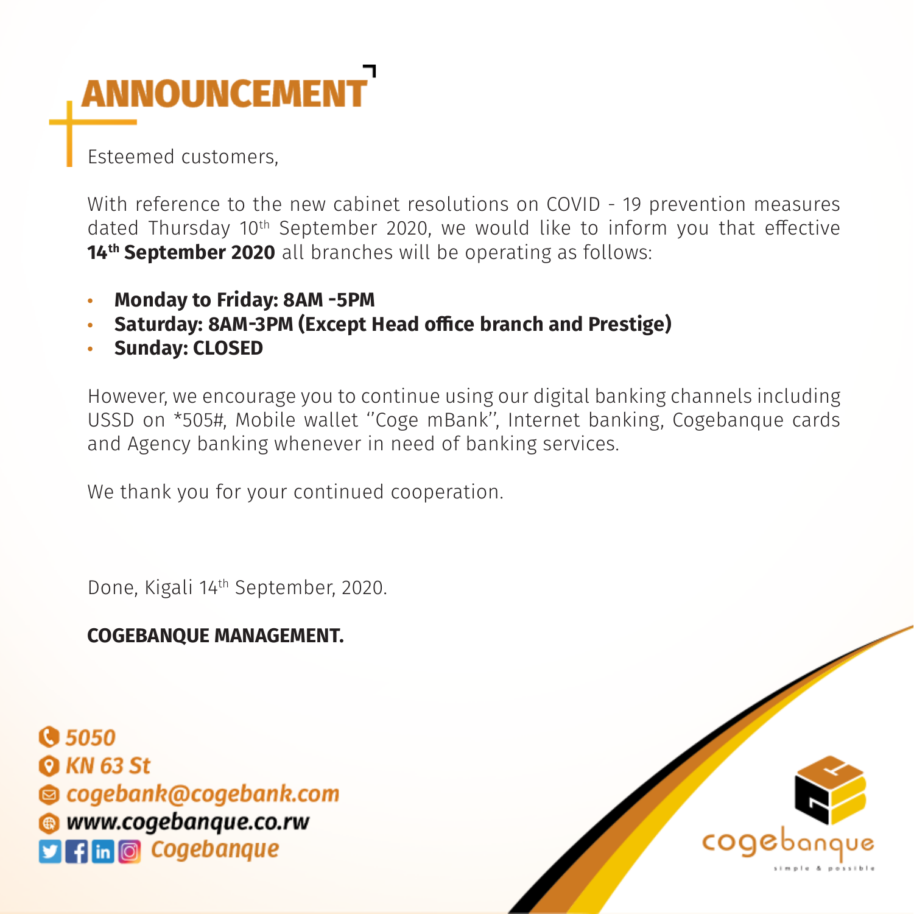# ANNOUNCEMENT

Esteemed customers,

With reference to the new cabinet resolutions on COVID - 19 prevention measures dated Thursday 10th September 2020, we would like to inform you that effective **14th September 2020** all branches will be operating as follows:

- **Monday to Friday: 8AM -5PM**
- **Saturday: 8AM-3PM (Except Head office branch and Prestige)**
- **Sunday: CLOSED**

However, we encourage you to continue using our digital banking channels including USSD on *505#, Mobile wallet ''Coge mBank'', Internet banking, Cogebanque cards and Agency banking whenever in need of banking services.

We thank you for your continued cooperation.

Done, Kigali 14th September, 2020.

**COGEBANQUE MANAGEMENT.**

*5050*
*KN 63 St*
*cogebank@cogebank.com*
*www.cogebanque.co.rw*
*Cogebanque*

cogebanque
simple & possible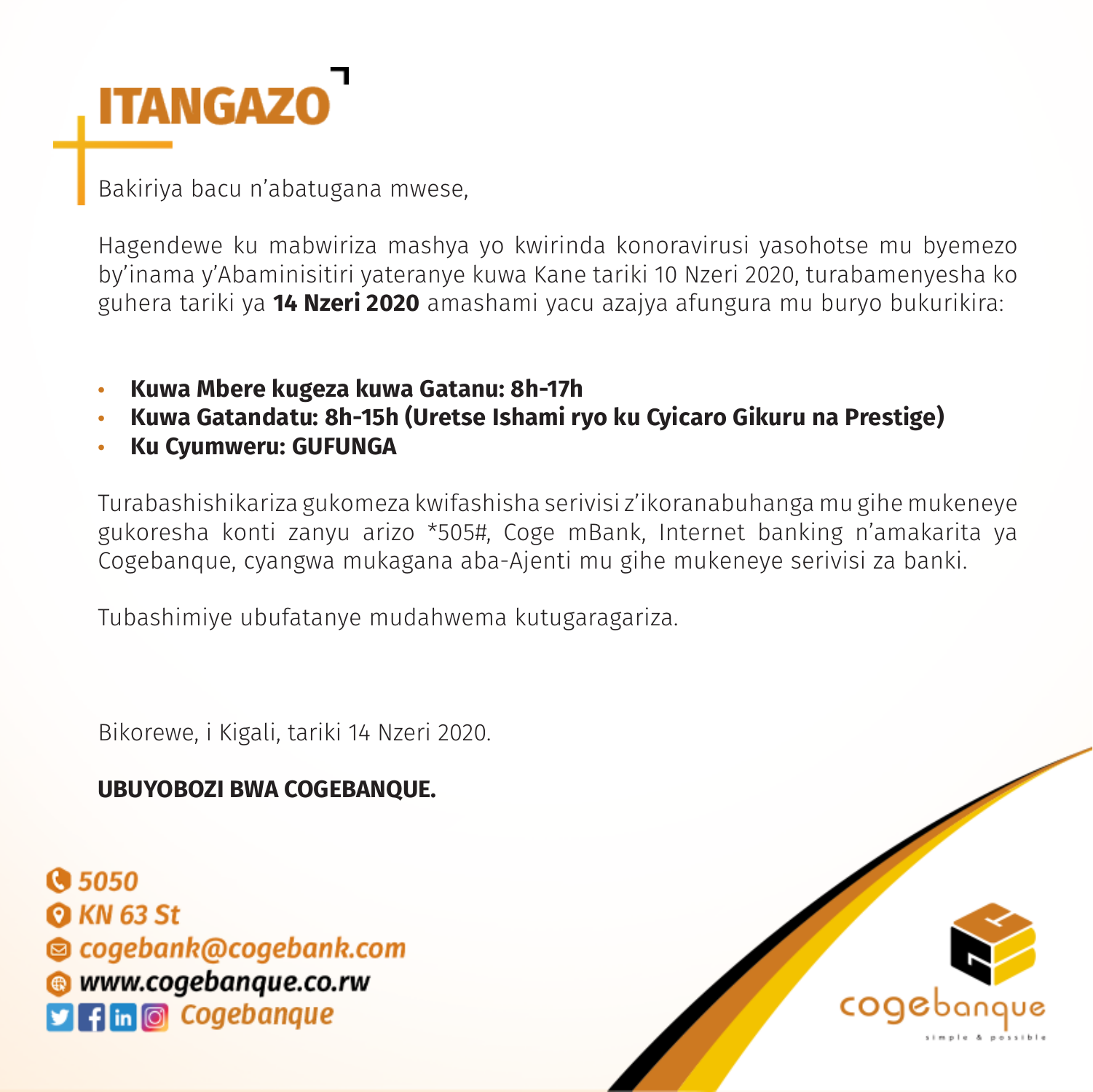# ITANGAZO

Bakiriya bacu n'abatugana mwese,

Hagendewe ku mabwiriza mashya yo kwirinda konoravirusi yasohotse mu byemezo by'inama y'Abaminisitiri yateranye kuwa Kane tariki 10 Nzeri 2020, turabamenyesha ko guhera tariki ya **14 Nzeri 2020** amashami yacu azajya afungura mu buryo bukurikira:

- **Kuwa Mbere kugeza kuwa Gatanu: 8h-17h**
- **Kuwa Gatandatu: 8h-15h (Uretse Ishami ryo ku Cyicaro Gikuru na Prestige)**
- **Ku Cyumweru: GUFUNGA**

Turabashishikariza gukomeza kwifashisha serivisi z'ikoranabuhanga mu gihe mukeneye gukoresha konti zanyu arizo *505#, Coge mBank, Internet banking n'amakarita ya Cogebanque, cyangwa mukagana aba-Ajenti mu gihe mukeneye serivisi za banki.

Tubashimiye ubufatanye mudahwema kutugaragariza.

Bikorewe, i Kigali, tariki 14 Nzeri 2020.

**UBUYOBOZI BWA COGEBANQUE.**

5050
KN 63 St
cogebank@cogebank.com
www.cogebanque.co.rw
Cogebanque

cogebanque
simple & possible